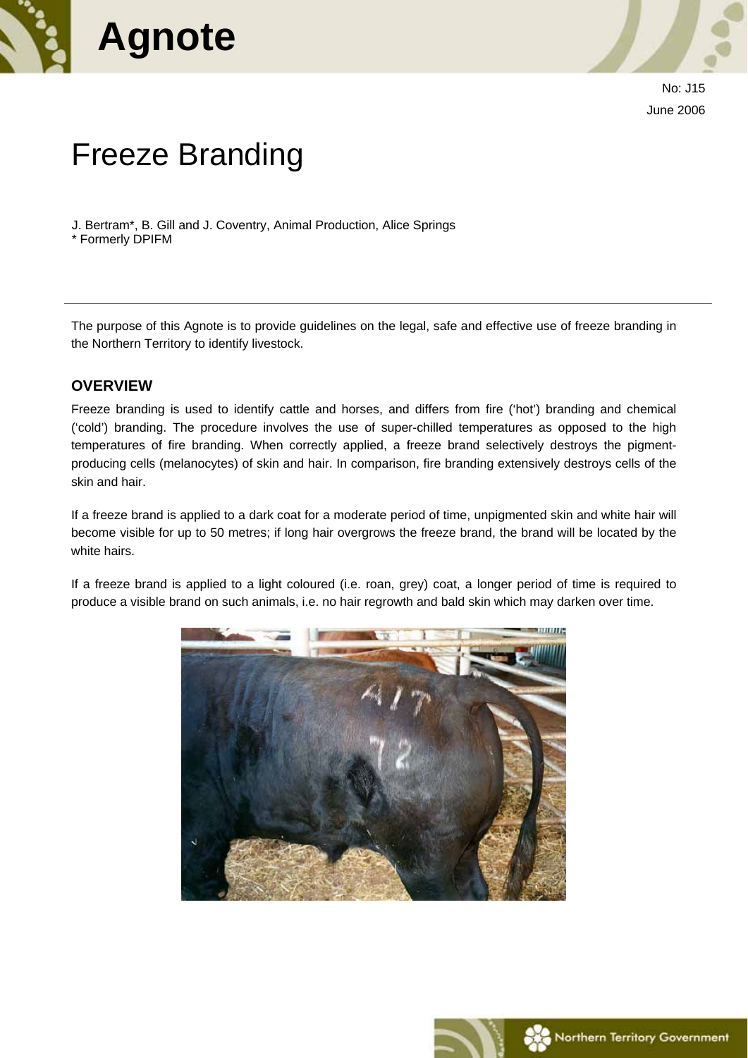# Agnote

No: J15

June 2006

# Freeze Branding

J. Bertram*, B. Gill and J. Coventry, Animal Production, Alice Springs
* Formerly DPIFM

The purpose of this Agnote is to provide guidelines on the legal, safe and effective use of freeze branding in the Northern Territory to identify livestock.

## OVERVIEW

Freeze branding is used to identify cattle and horses, and differs from fire ('hot') branding and chemical ('cold') branding. The procedure involves the use of super-chilled temperatures as opposed to the high temperatures of fire branding. When correctly applied, a freeze brand selectively destroys the pigment-producing cells (melanocytes) of skin and hair. In comparison, fire branding extensively destroys cells of the skin and hair.

If a freeze brand is applied to a dark coat for a moderate period of time, unpigmented skin and white hair will become visible for up to 50 metres; if long hair overgrows the freeze brand, the brand will be located by the white hairs.

If a freeze brand is applied to a light coloured (i.e. roan, grey) coat, a longer period of time is required to produce a visible brand on such animals, i.e. no hair regrowth and bald skin which may darken over time.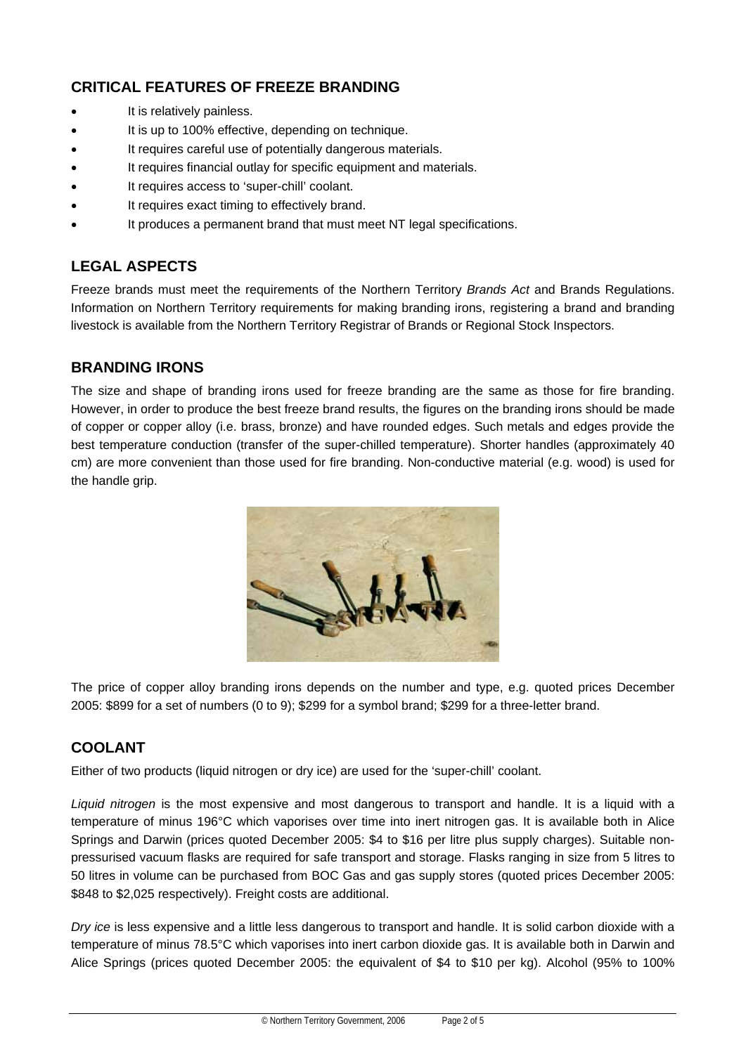## CRITICAL FEATURES OF FREEZE BRANDING

- It is relatively painless.
- It is up to 100% effective, depending on technique.
- It requires careful use of potentially dangerous materials.
- It requires financial outlay for specific equipment and materials.
- It requires access to 'super-chill' coolant.
- It requires exact timing to effectively brand.
- It produces a permanent brand that must meet NT legal specifications.

## LEGAL ASPECTS

Freeze brands must meet the requirements of the Northern Territory *Brands Act* and Brands Regulations. Information on Northern Territory requirements for making branding irons, registering a brand and branding livestock is available from the Northern Territory Registrar of Brands or Regional Stock Inspectors.

## BRANDING IRONS

The size and shape of branding irons used for freeze branding are the same as those for fire branding. However, in order to produce the best freeze brand results, the figures on the branding irons should be made of copper or copper alloy (i.e. brass, bronze) and have rounded edges. Such metals and edges provide the best temperature conduction (transfer of the super-chilled temperature). Shorter handles (approximately 40 cm) are more convenient than those used for fire branding. Non-conductive material (e.g. wood) is used for the handle grip.

The price of copper alloy branding irons depends on the number and type, e.g. quoted prices December 2005: $899 for a set of numbers (0 to 9); $299 for a symbol brand; $299 for a three-letter brand.

## COOLANT

Either of two products (liquid nitrogen or dry ice) are used for the 'super-chill' coolant.

*Liquid nitrogen* is the most expensive and most dangerous to transport and handle. It is a liquid with a temperature of minus 196°C which vaporises over time into inert nitrogen gas. It is available both in Alice Springs and Darwin (prices quoted December 2005: $4 to $16 per litre plus supply charges). Suitable non-pressurised vacuum flasks are required for safe transport and storage. Flasks ranging in size from 5 litres to 50 litres in volume can be purchased from BOC Gas and gas supply stores (quoted prices December 2005: $848 to $2,025 respectively). Freight costs are additional.

*Dry ice* is less expensive and a little less dangerous to transport and handle. It is solid carbon dioxide with a temperature of minus 78.5°C which vaporises into inert carbon dioxide gas. It is available both in Darwin and Alice Springs (prices quoted December 2005: the equivalent of $4 to $10 per kg). Alcohol (95% to 100%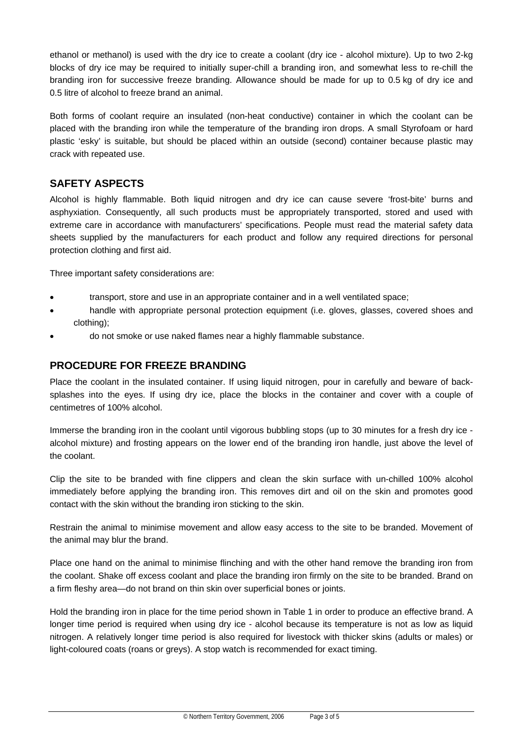ethanol or methanol) is used with the dry ice to create a coolant (dry ice - alcohol mixture). Up to two 2-kg blocks of dry ice may be required to initially super-chill a branding iron, and somewhat less to re-chill the branding iron for successive freeze branding. Allowance should be made for up to 0.5 kg of dry ice and 0.5 litre of alcohol to freeze brand an animal.

Both forms of coolant require an insulated (non-heat conductive) container in which the coolant can be placed with the branding iron while the temperature of the branding iron drops. A small Styrofoam or hard plastic 'esky' is suitable, but should be placed within an outside (second) container because plastic may crack with repeated use.

## SAFETY ASPECTS

Alcohol is highly flammable. Both liquid nitrogen and dry ice can cause severe 'frost-bite' burns and asphyxiation. Consequently, all such products must be appropriately transported, stored and used with extreme care in accordance with manufacturers' specifications. People must read the material safety data sheets supplied by the manufacturers for each product and follow any required directions for personal protection clothing and first aid.

Three important safety considerations are:

- transport, store and use in an appropriate container and in a well ventilated space;
- handle with appropriate personal protection equipment (i.e. gloves, glasses, covered shoes and clothing);
- do not smoke or use naked flames near a highly flammable substance.

## PROCEDURE FOR FREEZE BRANDING

Place the coolant in the insulated container. If using liquid nitrogen, pour in carefully and beware of back-splashes into the eyes. If using dry ice, place the blocks in the container and cover with a couple of centimetres of 100% alcohol.

Immerse the branding iron in the coolant until vigorous bubbling stops (up to 30 minutes for a fresh dry ice - alcohol mixture) and frosting appears on the lower end of the branding iron handle, just above the level of the coolant.

Clip the site to be branded with fine clippers and clean the skin surface with un-chilled 100% alcohol immediately before applying the branding iron. This removes dirt and oil on the skin and promotes good contact with the skin without the branding iron sticking to the skin.

Restrain the animal to minimise movement and allow easy access to the site to be branded. Movement of the animal may blur the brand.

Place one hand on the animal to minimise flinching and with the other hand remove the branding iron from the coolant. Shake off excess coolant and place the branding iron firmly on the site to be branded. Brand on a firm fleshy area—do not brand on thin skin over superficial bones or joints.

Hold the branding iron in place for the time period shown in Table 1 in order to produce an effective brand. A longer time period is required when using dry ice - alcohol because its temperature is not as low as liquid nitrogen. A relatively longer time period is also required for livestock with thicker skins (adults or males) or light-coloured coats (roans or greys). A stop watch is recommended for exact timing.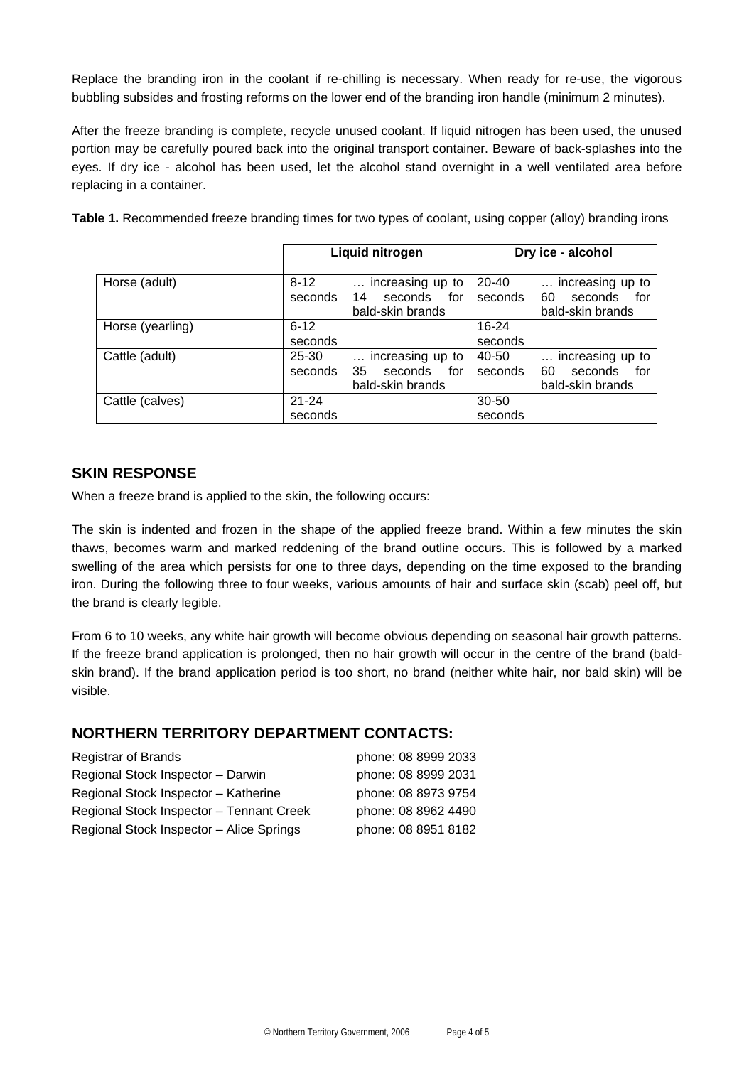Replace the branding iron in the coolant if re-chilling is necessary. When ready for re-use, the vigorous bubbling subsides and frosting reforms on the lower end of the branding iron handle (minimum 2 minutes).

After the freeze branding is complete, recycle unused coolant. If liquid nitrogen has been used, the unused portion may be carefully poured back into the original transport container. Beware of back-splashes into the eyes. If dry ice - alcohol has been used, let the alcohol stand overnight in a well ventilated area before replacing in a container.

**Table 1.** Recommended freeze branding times for two types of coolant, using copper (alloy) branding irons

| | Liquid nitrogen | | Dry ice - alcohol | |
|---|---|---|---|---|
| Horse (adult) | 8-12 seconds | … increasing up to 14 seconds for bald-skin brands | 20-40 seconds | … increasing up to 60 seconds for bald-skin brands |
| Horse (yearling) | 6-12 seconds | | 16-24 seconds | |
| Cattle (adult) | 25-30 seconds | … increasing up to 35 seconds for bald-skin brands | 40-50 seconds | … increasing up to 60 seconds for bald-skin brands |
| Cattle (calves) | 21-24 seconds | | 30-50 seconds | |

## SKIN RESPONSE

When a freeze brand is applied to the skin, the following occurs:

The skin is indented and frozen in the shape of the applied freeze brand. Within a few minutes the skin thaws, becomes warm and marked reddening of the brand outline occurs. This is followed by a marked swelling of the area which persists for one to three days, depending on the time exposed to the branding iron. During the following three to four weeks, various amounts of hair and surface skin (scab) peel off, but the brand is clearly legible.

From 6 to 10 weeks, any white hair growth will become obvious depending on seasonal hair growth patterns. If the freeze brand application is prolonged, then no hair growth will occur in the centre of the brand (bald-skin brand). If the brand application period is too short, no brand (neither white hair, nor bald skin) will be visible.

## NORTHERN TERRITORY DEPARTMENT CONTACTS:

| | |
|---|---|
| Registrar of Brands | phone: 08 8999 2033 |
| Regional Stock Inspector – Darwin | phone: 08 8999 2031 |
| Regional Stock Inspector – Katherine | phone: 08 8973 9754 |
| Regional Stock Inspector – Tennant Creek | phone: 08 8962 4490 |
| Regional Stock Inspector – Alice Springs | phone: 08 8951 8182 |

© Northern Territory Government, 2006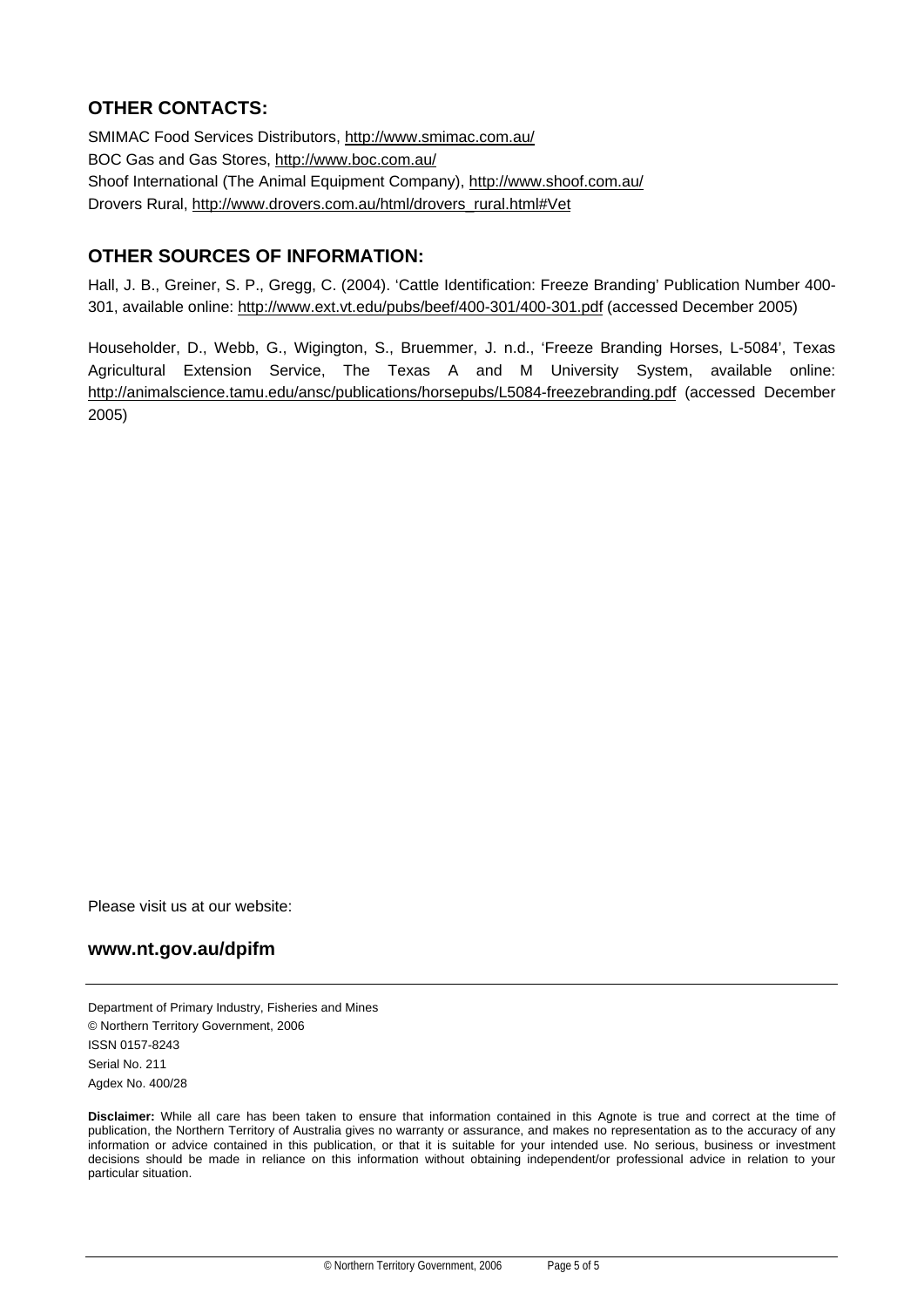## OTHER CONTACTS:

SMIMAC Food Services Distributors, http://www.smimac.com.au/
BOC Gas and Gas Stores, http://www.boc.com.au/
Shoof International (The Animal Equipment Company), http://www.shoof.com.au/
Drovers Rural, http://www.drovers.com.au/html/drovers_rural.html#Vet

## OTHER SOURCES OF INFORMATION:

Hall, J. B., Greiner, S. P., Gregg, C. (2004). 'Cattle Identification: Freeze Branding' Publication Number 400-301, available online: http://www.ext.vt.edu/pubs/beef/400-301/400-301.pdf (accessed December 2005)

Householder, D., Webb, G., Wigington, S., Bruemmer, J. n.d., 'Freeze Branding Horses, L-5084', Texas Agricultural Extension Service, The Texas A and M University System, available online: http://animalscience.tamu.edu/ansc/publications/horsepubs/L5084-freezebranding.pdf (accessed December 2005)

Please visit us at our website:

**www.nt.gov.au/dpifm**

---

Department of Primary Industry, Fisheries and Mines
© Northern Territory Government, 2006
ISSN 0157-8243
Serial No. 211
Agdex No. 400/28

**Disclaimer:** While all care has been taken to ensure that information contained in this Agnote is true and correct at the time of publication, the Northern Territory of Australia gives no warranty or assurance, and makes no representation as to the accuracy of any information or advice contained in this publication, or that it is suitable for your intended use. No serious, business or investment decisions should be made in reliance on this information without obtaining independent/or professional advice in relation to your particular situation.